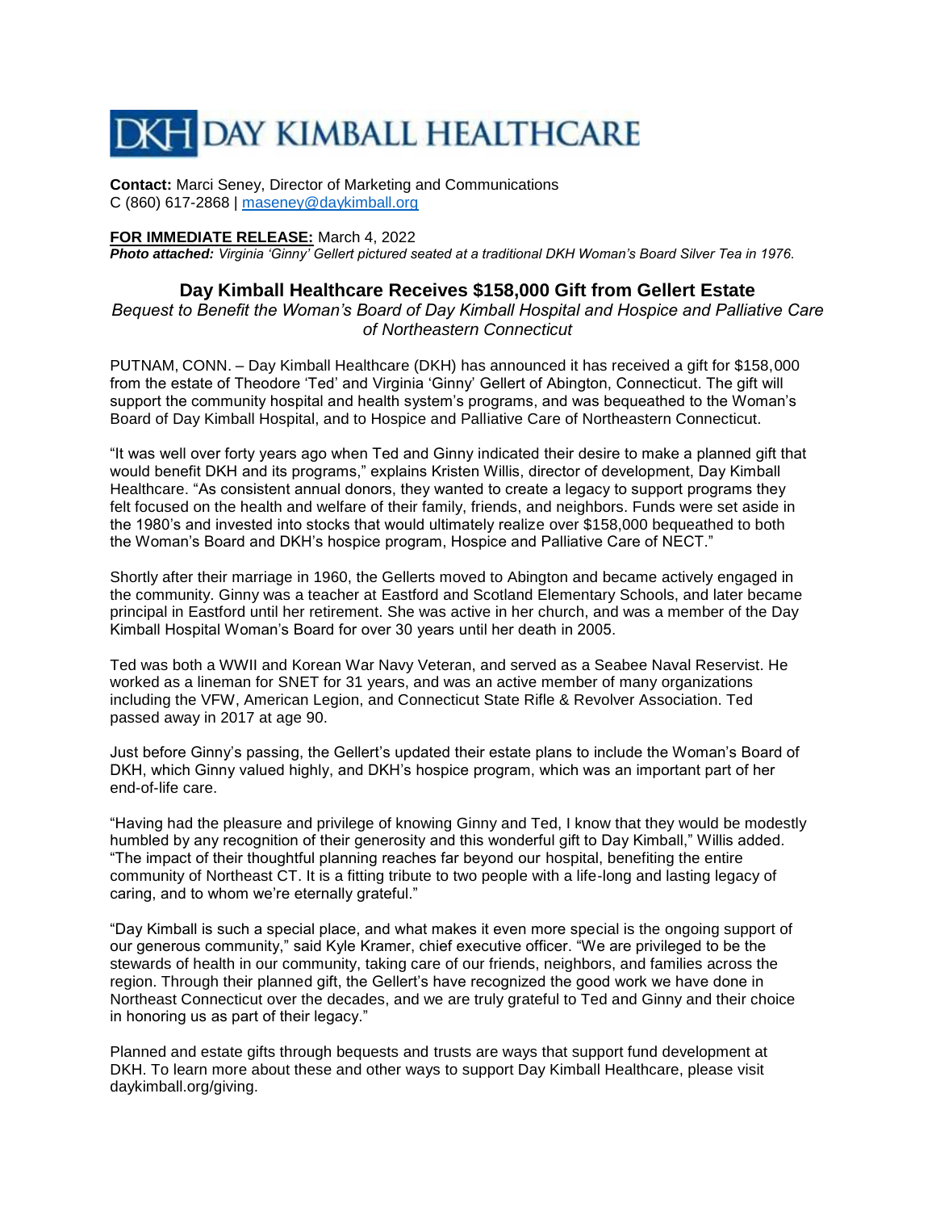# DKH DAY KIMBALL HEALTHCARE

**Contact:** Marci Seney, Director of Marketing and Communications
C (860) 617-2868 | maseney@daykimball.org

**FOR IMMEDIATE RELEASE:** March 4, 2022
***Photo attached:*** *Virginia 'Ginny' Gellert pictured seated at a traditional DKH Woman's Board Silver Tea in 1976.*

## Day Kimball Healthcare Receives $158,000 Gift from Gellert Estate

*Bequest to Benefit the Woman's Board of Day Kimball Hospital and Hospice and Palliative Care of Northeastern Connecticut*

PUTNAM, CONN. – Day Kimball Healthcare (DKH) has announced it has received a gift for $158,000 from the estate of Theodore 'Ted' and Virginia 'Ginny' Gellert of Abington, Connecticut. The gift will support the community hospital and health system's programs, and was bequeathed to the Woman's Board of Day Kimball Hospital, and to Hospice and Palliative Care of Northeastern Connecticut.

"It was well over forty years ago when Ted and Ginny indicated their desire to make a planned gift that would benefit DKH and its programs," explains Kristen Willis, director of development, Day Kimball Healthcare. "As consistent annual donors, they wanted to create a legacy to support programs they felt focused on the health and welfare of their family, friends, and neighbors. Funds were set aside in the 1980's and invested into stocks that would ultimately realize over $158,000 bequeathed to both the Woman's Board and DKH's hospice program, Hospice and Palliative Care of NECT."

Shortly after their marriage in 1960, the Gellerts moved to Abington and became actively engaged in the community. Ginny was a teacher at Eastford and Scotland Elementary Schools, and later became principal in Eastford until her retirement. She was active in her church, and was a member of the Day Kimball Hospital Woman's Board for over 30 years until her death in 2005.

Ted was both a WWII and Korean War Navy Veteran, and served as a Seabee Naval Reservist. He worked as a lineman for SNET for 31 years, and was an active member of many organizations including the VFW, American Legion, and Connecticut State Rifle & Revolver Association. Ted passed away in 2017 at age 90.

Just before Ginny's passing, the Gellert's updated their estate plans to include the Woman's Board of DKH, which Ginny valued highly, and DKH's hospice program, which was an important part of her end-of-life care.

"Having had the pleasure and privilege of knowing Ginny and Ted, I know that they would be modestly humbled by any recognition of their generosity and this wonderful gift to Day Kimball," Willis added. "The impact of their thoughtful planning reaches far beyond our hospital, benefiting the entire community of Northeast CT. It is a fitting tribute to two people with a life-long and lasting legacy of caring, and to whom we're eternally grateful."

"Day Kimball is such a special place, and what makes it even more special is the ongoing support of our generous community," said Kyle Kramer, chief executive officer. "We are privileged to be the stewards of health in our community, taking care of our friends, neighbors, and families across the region. Through their planned gift, the Gellert's have recognized the good work we have done in Northeast Connecticut over the decades, and we are truly grateful to Ted and Ginny and their choice in honoring us as part of their legacy."

Planned and estate gifts through bequests and trusts are ways that support fund development at DKH. To learn more about these and other ways to support Day Kimball Healthcare, please visit daykimball.org/giving.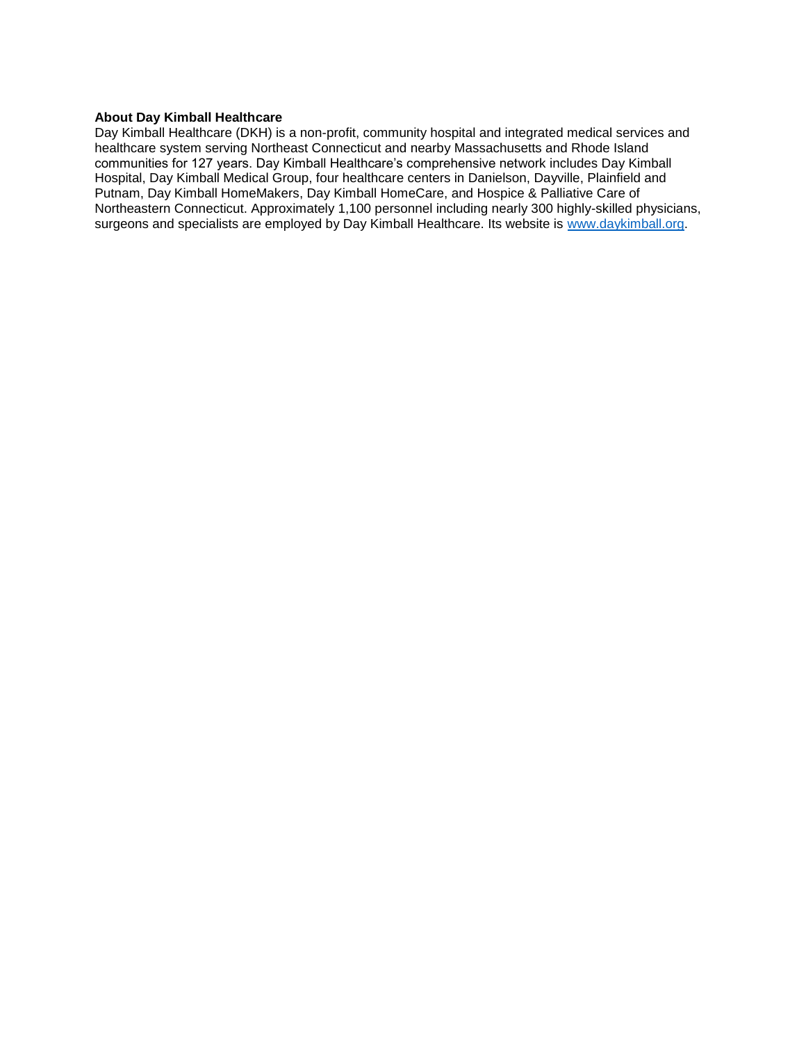**About Day Kimball Healthcare**

Day Kimball Healthcare (DKH) is a non-profit, community hospital and integrated medical services and healthcare system serving Northeast Connecticut and nearby Massachusetts and Rhode Island communities for 127 years. Day Kimball Healthcare's comprehensive network includes Day Kimball Hospital, Day Kimball Medical Group, four healthcare centers in Danielson, Dayville, Plainfield and Putnam, Day Kimball HomeMakers, Day Kimball HomeCare, and Hospice & Palliative Care of Northeastern Connecticut. Approximately 1,100 personnel including nearly 300 highly-skilled physicians, surgeons and specialists are employed by Day Kimball Healthcare. Its website is [www.daykimball.org](http://www.daykimball.org).